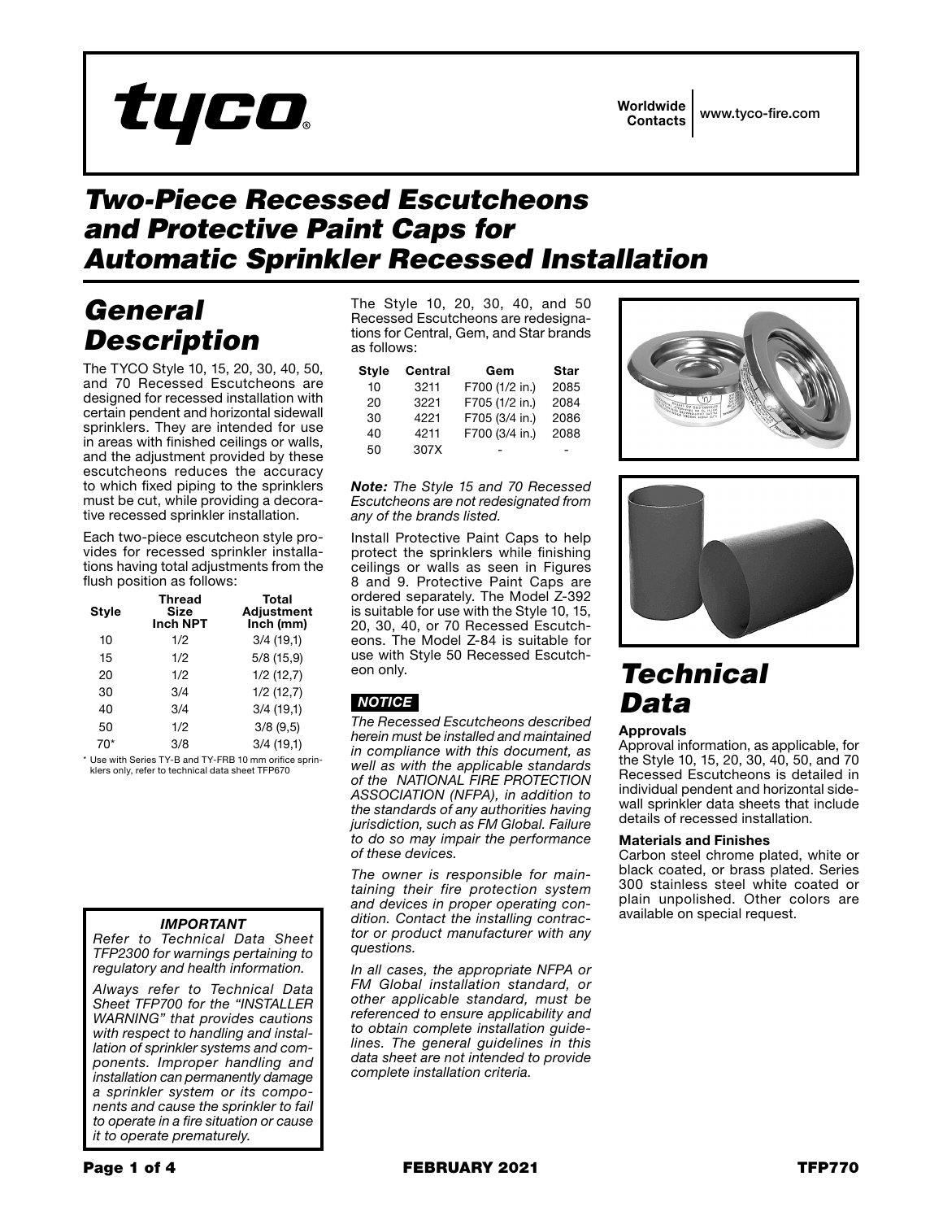tyco®

Worldwide Contacts | www.tyco-fire.com

# Two-Piece Recessed Escutcheons and Protective Paint Caps for Automatic Sprinkler Recessed Installation

## General Description

The TYCO Style 10, 15, 20, 30, 40, 50, and 70 Recessed Escutcheons are designed for recessed installation with certain pendent and horizontal sidewall sprinklers. They are intended for use in areas with finished ceilings or walls, and the adjustment provided by these escutcheons reduces the accuracy to which fixed piping to the sprinklers must be cut, while providing a decorative recessed sprinkler installation.

Each two-piece escutcheon style provides for recessed sprinkler installations having total adjustments from the flush position as follows:

| Style | Thread Size Inch NPT | Total Adjustment Inch (mm) |
|---|---|---|
| 10 | 1/2 | 3/4 (19,1) |
| 15 | 1/2 | 5/8 (15,9) |
| 20 | 1/2 | 1/2 (12,7) |
| 30 | 3/4 | 1/2 (12,7) |
| 40 | 3/4 | 3/4 (19,1) |
| 50 | 1/2 | 3/8 (9,5) |
| 70* | 3/8 | 3/4 (19,1) |

\* Use with Series TY-B and TY-FRB 10 mm orifice sprinklers only, refer to technical data sheet TFP670

The Style 10, 20, 30, 40, and 50 Recessed Escutcheons are redesignations for Central, Gem, and Star brands as follows:

| Style | Central | Gem | Star |
|---|---|---|---|
| 10 | 3211 | F700 (1/2 in.) | 2085 |
| 20 | 3221 | F705 (1/2 in.) | 2084 |
| 30 | 4221 | F705 (3/4 in.) | 2086 |
| 40 | 4211 | F700 (3/4 in.) | 2088 |
| 50 | 307X | - | - |

***Note:*** *The Style 15 and 70 Recessed Escutcheons are not redesignated from any of the brands listed.*

Install Protective Paint Caps to help protect the sprinklers while finishing ceilings or walls as seen in Figures 8 and 9. Protective Paint Caps are ordered separately. The Model Z-392 is suitable for use with the Style 10, 15, 20, 30, 40, or 70 Recessed Escutcheons. The Model Z-84 is suitable for use with Style 50 Recessed Escutcheon only.

***NOTICE***

*The Recessed Escutcheons described herein must be installed and maintained in compliance with this document, as well as with the applicable standards of the NATIONAL FIRE PROTECTION ASSOCIATION (NFPA), in addition to the standards of any authorities having jurisdiction, such as FM Global. Failure to do so may impair the performance of these devices.*

*The owner is responsible for maintaining their fire protection system and devices in proper operating condition. Contact the installing contractor or product manufacturer with any questions.*

*In all cases, the appropriate NFPA or FM Global installation standard, or other applicable standard, must be referenced to ensure applicability and to obtain complete installation guidelines. The general guidelines in this data sheet are not intended to provide complete installation criteria.*

***IMPORTANT***

*Refer to Technical Data Sheet TFP2300 for warnings pertaining to regulatory and health information.*

*Always refer to Technical Data Sheet TFP700 for the "INSTALLER WARNING" that provides cautions with respect to handling and installation of sprinkler systems and components. Improper handling and installation can permanently damage a sprinkler system or its components and cause the sprinkler to fail to operate in a fire situation or cause it to operate prematurely.*

## Technical Data

**Approvals**

Approval information, as applicable, for the Style 10, 15, 20, 30, 40, 50, and 70 Recessed Escutcheons is detailed in individual pendent and horizontal sidewall sprinkler data sheets that include details of recessed installation.

**Materials and Finishes**

Carbon steel chrome plated, white or black coated, or brass plated. Series 300 stainless steel white coated or plain unpolished. Other colors are available on special request.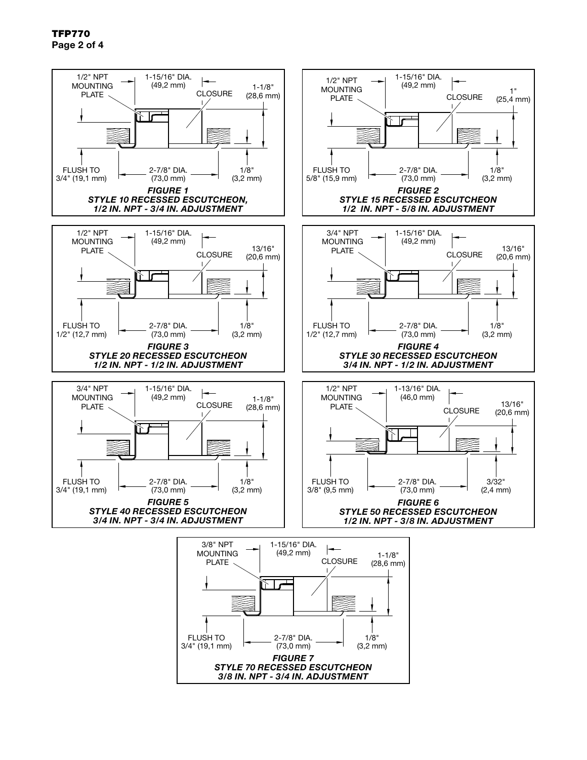1/2" NPT MOUNTING PLATE

1-15/16" DIA. (49,2 mm)

CLOSURE

1-1/8" (28,6 mm)

FLUSH TO 3/4" (19,1 mm)

2-7/8" DIA. (73,0 mm)

1/8" (3,2 mm)

***FIGURE 1***
***STYLE 10 RECESSED ESCUTCHEON, 1/2 IN. NPT - 3/4 IN. ADJUSTMENT***

1/2" NPT MOUNTING PLATE

1-15/16" DIA. (49,2 mm)

CLOSURE

1" (25,4 mm)

FLUSH TO 5/8" (15,9 mm)

2-7/8" DIA. (73,0 mm)

1/8" (3,2 mm)

***FIGURE 2***
***STYLE 15 RECESSED ESCUTCHEON 1/2 IN. NPT - 5/8 IN. ADJUSTMENT***

1/2" NPT MOUNTING PLATE

1-15/16" DIA. (49,2 mm)

CLOSURE

13/16" (20,6 mm)

FLUSH TO 1/2" (12,7 mm)

2-7/8" DIA. (73,0 mm)

1/8" (3,2 mm)

***FIGURE 3***
***STYLE 20 RECESSED ESCUTCHEON 1/2 IN. NPT - 1/2 IN. ADJUSTMENT***

3/4" NPT MOUNTING PLATE

1-15/16" DIA. (49,2 mm)

CLOSURE

13/16" (20,6 mm)

FLUSH TO 1/2" (12,7 mm)

2-7/8" DIA. (73,0 mm)

1/8" (3,2 mm)

***FIGURE 4***
***STYLE 30 RECESSED ESCUTCHEON 3/4 IN. NPT - 1/2 IN. ADJUSTMENT***

3/4" NPT MOUNTING PLATE

1-15/16" DIA. (49,2 mm)

CLOSURE

1-1/8" (28,6 mm)

FLUSH TO 3/4" (19,1 mm)

2-7/8" DIA. (73,0 mm)

1/8" (3,2 mm)

***FIGURE 5***
***STYLE 40 RECESSED ESCUTCHEON 3/4 IN. NPT - 3/4 IN. ADJUSTMENT***

1/2" NPT MOUNTING PLATE

1-13/16" DIA. (46,0 mm)

CLOSURE

13/16" (20,6 mm)

FLUSH TO 3/8" (9,5 mm)

2-7/8" DIA. (73,0 mm)

3/32" (2,4 mm)

***FIGURE 6***
***STYLE 50 RECESSED ESCUTCHEON 1/2 IN. NPT - 3/8 IN. ADJUSTMENT***

3/8" NPT MOUNTING PLATE

1-15/16" DIA. (49,2 mm)

CLOSURE

1-1/8" (28,6 mm)

FLUSH TO 3/4" (19,1 mm)

2-7/8" DIA. (73,0 mm)

1/8" (3,2 mm)

***FIGURE 7***
***STYLE 70 RECESSED ESCUTCHEON 3/8 IN. NPT - 3/4 IN. ADJUSTMENT***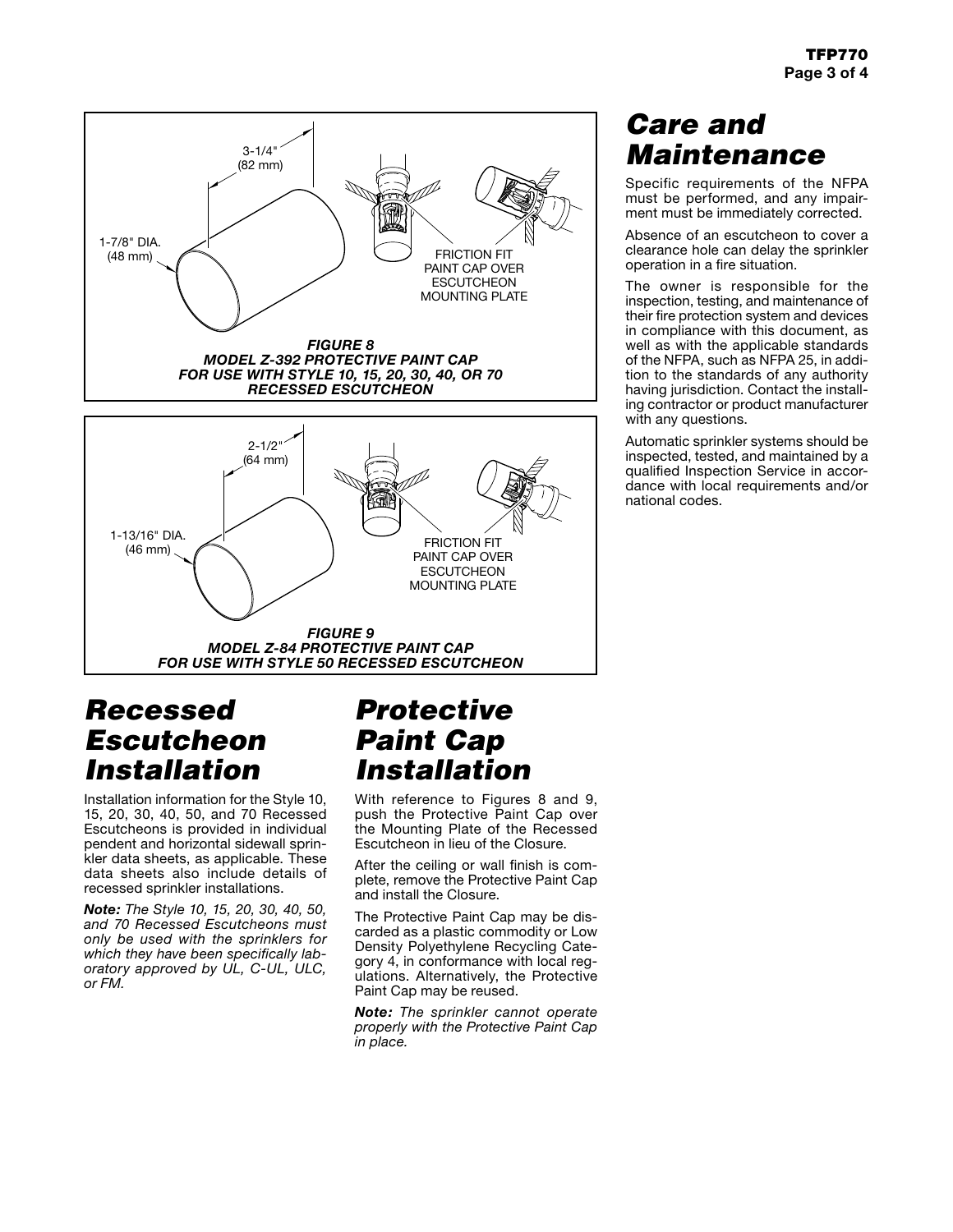3-1/4" (82 mm)

1-7/8" DIA. (48 mm)

FRICTION FIT PAINT CAP OVER ESCUTCHEON MOUNTING PLATE

***FIGURE 8***
***MODEL Z-392 PROTECTIVE PAINT CAP FOR USE WITH STYLE 10, 15, 20, 30, 40, OR 70 RECESSED ESCUTCHEON***

2-1/2" (64 mm)

1-13/16" DIA. (46 mm)

FRICTION FIT PAINT CAP OVER ESCUTCHEON MOUNTING PLATE

***FIGURE 9***
***MODEL Z-84 PROTECTIVE PAINT CAP FOR USE WITH STYLE 50 RECESSED ESCUTCHEON***

# Recessed Escutcheon Installation

Installation information for the Style 10, 15, 20, 30, 40, 50, and 70 Recessed Escutcheons is provided in individual pendent and horizontal sidewall sprinkler data sheets, as applicable. These data sheets also include details of recessed sprinkler installations.

***Note:*** *The Style 10, 15, 20, 30, 40, 50, and 70 Recessed Escutcheons must only be used with the sprinklers for which they have been specifically laboratory approved by UL, C-UL, ULC, or FM.*

# Protective Paint Cap Installation

With reference to Figures 8 and 9, push the Protective Paint Cap over the Mounting Plate of the Recessed Escutcheon in lieu of the Closure.

After the ceiling or wall finish is complete, remove the Protective Paint Cap and install the Closure.

The Protective Paint Cap may be discarded as a plastic commodity or Low Density Polyethylene Recycling Category 4, in conformance with local regulations. Alternatively, the Protective Paint Cap may be reused.

***Note:*** *The sprinkler cannot operate properly with the Protective Paint Cap in place.*

# Care and Maintenance

Specific requirements of the NFPA must be performed, and any impairment must be immediately corrected.

Absence of an escutcheon to cover a clearance hole can delay the sprinkler operation in a fire situation.

The owner is responsible for the inspection, testing, and maintenance of their fire protection system and devices in compliance with this document, as well as with the applicable standards of the NFPA, such as NFPA 25, in addition to the standards of any authority having jurisdiction. Contact the installing contractor or product manufacturer with any questions.

Automatic sprinkler systems should be inspected, tested, and maintained by a qualified Inspection Service in accordance with local requirements and/or national codes.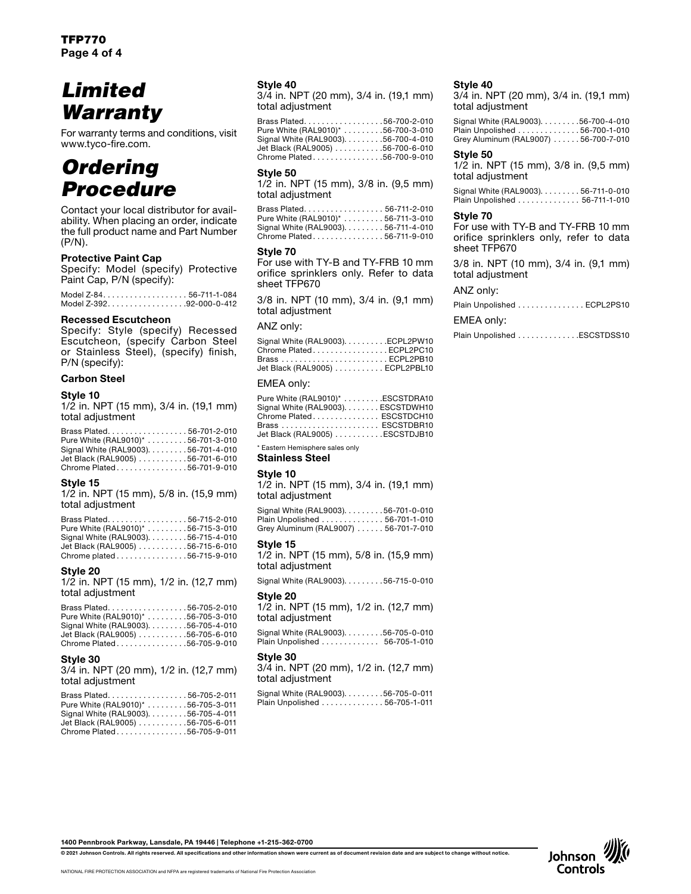# Limited Warranty

For warranty terms and conditions, visit www.tyco-fire.com.

# Ordering Procedure

Contact your local distributor for availability. When placing an order, indicate the full product name and Part Number (P/N).

**Protective Paint Cap**

Specify: Model (specify) Protective Paint Cap, P/N (specify):

Model Z-84. . . . . . . . . . . . . . . . . . . 56-711-1-084
Model Z-392. . . . . . . . . . . . . . . . . .92-000-0-412

**Recessed Escutcheon**

Specify: Style (specify) Recessed Escutcheon, (specify Carbon Steel or Stainless Steel), (specify) finish, P/N (specify):

**Carbon Steel**

**Style 10**
1/2 in. NPT (15 mm), 3/4 in. (19,1 mm) total adjustment

Brass Plated. . . . . . . . . . . . . . . . . . 56-701-2-010
Pure White (RAL9010)* . . . . . . . . . 56-701-3-010
Signal White (RAL9003). . . . . . . . . 56-701-4-010
Jet Black (RAL9005) . . . . . . . . . . . 56-701-6-010
Chrome Plated . . . . . . . . . . . . . . . 56-701-9-010

**Style 15**
1/2 in. NPT (15 mm), 5/8 in. (15,9 mm) total adjustment

Brass Plated. . . . . . . . . . . . . . . . . . 56-715-2-010
Pure White (RAL9010)* . . . . . . . . . 56-715-3-010
Signal White (RAL9003). . . . . . . . . 56-715-4-010
Jet Black (RAL9005) . . . . . . . . . . . 56-715-6-010
Chrome plated . . . . . . . . . . . . . . . 56-715-9-010

**Style 20**
1/2 in. NPT (15 mm), 1/2 in. (12,7 mm) total adjustment

Brass Plated. . . . . . . . . . . . . . . . . . 56-705-2-010
Pure White (RAL9010)* . . . . . . . . . 56-705-3-010
Signal White (RAL9003). . . . . . . . . 56-705-4-010
Jet Black (RAL9005) . . . . . . . . . . . 56-705-6-010
Chrome Plated . . . . . . . . . . . . . . . 56-705-9-010

**Style 30**
3/4 in. NPT (20 mm), 1/2 in. (12,7 mm) total adjustment

Brass Plated. . . . . . . . . . . . . . . . . . 56-705-2-011
Pure White (RAL9010)* . . . . . . . . . 56-705-3-011
Signal White (RAL9003). . . . . . . . . 56-705-4-011
Jet Black (RAL9005) . . . . . . . . . . . 56-705-6-011
Chrome Plated . . . . . . . . . . . . . . . 56-705-9-011

**Style 40**
3/4 in. NPT (20 mm), 3/4 in. (19,1 mm) total adjustment

Brass Plated. . . . . . . . . . . . . . . . . . 56-700-2-010
Pure White (RAL9010)* . . . . . . . . . 56-700-3-010
Signal White (RAL9003). . . . . . . . . 56-700-4-010
Jet Black (RAL9005) . . . . . . . . . . . 56-700-6-010
Chrome Plated . . . . . . . . . . . . . . . 56-700-9-010

**Style 50**
1/2 in. NPT (15 mm), 3/8 in. (9,5 mm) total adjustment

Brass Plated. . . . . . . . . . . . . . . . . . 56-711-2-010
Pure White (RAL9010)* . . . . . . . . . 56-711-3-010
Signal White (RAL9003). . . . . . . . . 56-711-4-010
Chrome Plated . . . . . . . . . . . . . . . 56-711-9-010

**Style 70**
For use with TY-B and TY-FRB 10 mm orifice sprinklers only. Refer to data sheet TFP670

3/8 in. NPT (10 mm), 3/4 in. (9,1 mm) total adjustment

ANZ only:

Signal White (RAL9003). . . . . . . . . .ECPL2PW10
Chrome Plated . . . . . . . . . . . . . . . . ECPL2PC10
Brass . . . . . . . . . . . . . . . . . . . . . . . ECPL2PB10
Jet Black (RAL9005) . . . . . . . . . . . ECPL2PBL10

EMEA only:

Pure White (RAL9010)* . . . . . . . . .ESCSTDRA10
Signal White (RAL9003). . . . . . . . ESCSTDWH10
Chrome Plated . . . . . . . . . . . . . . ESCSTDCH10
Brass . . . . . . . . . . . . . . . . . . . . . ESCSTDBR10
Jet Black (RAL9005) . . . . . . . . . . .ESCSTDJB10

\* Eastern Hemisphere sales only

**Stainless Steel**

**Style 10**
1/2 in. NPT (15 mm), 3/4 in. (19,1 mm) total adjustment

Signal White (RAL9003). . . . . . . . . 56-701-0-010
Plain Unpolished . . . . . . . . . . . . . 56-701-1-010
Grey Aluminum (RAL9007) . . . . . . 56-701-7-010

**Style 15**
1/2 in. NPT (15 mm), 5/8 in. (15,9 mm) total adjustment

Signal White (RAL9003). . . . . . . . . 56-715-0-010

**Style 20**
1/2 in. NPT (15 mm), 1/2 in. (12,7 mm) total adjustment

Signal White (RAL9003). . . . . . . . . 56-705-0-010
Plain Unpolished . . . . . . . . . . . . 56-705-1-010

**Style 30**
3/4 in. NPT (20 mm), 1/2 in. (12,7 mm) total adjustment

Signal White (RAL9003). . . . . . . . . 56-705-0-011
Plain Unpolished . . . . . . . . . . . . . 56-705-1-011

**Style 40**
3/4 in. NPT (20 mm), 3/4 in. (19,1 mm) total adjustment

Signal White (RAL9003). . . . . . . . . 56-700-4-010
Plain Unpolished . . . . . . . . . . . . . 56-700-1-010
Grey Aluminum (RAL9007) . . . . . . 56-700-7-010

**Style 50**
1/2 in. NPT (15 mm), 3/8 in. (9,5 mm) total adjustment

Signal White (RAL9003). . . . . . . . . 56-711-0-010
Plain Unpolished . . . . . . . . . . . . . 56-711-1-010

**Style 70**
For use with TY-B and TY-FRB 10 mm orifice sprinklers only, refer to data sheet TFP670

3/8 in. NPT (10 mm), 3/4 in. (9,1 mm) total adjustment

ANZ only:

Plain Unpolished . . . . . . . . . . . . . . . ECPL2PS10

EMEA only:

Plain Unpolished . . . . . . . . . . . . . .ESCSTDSS10

1400 Pennbrook Parkway, Lansdale, PA 19446 | Telephone +1-215-362-0700

© 2021 Johnson Controls. All rights reserved. All specifications and other information shown were current as of document revision date and are subject to change without notice.

NATIONAL FIRE PROTECTION ASSOCIATION and NFPA are registered trademarks of National Fire Protection Association